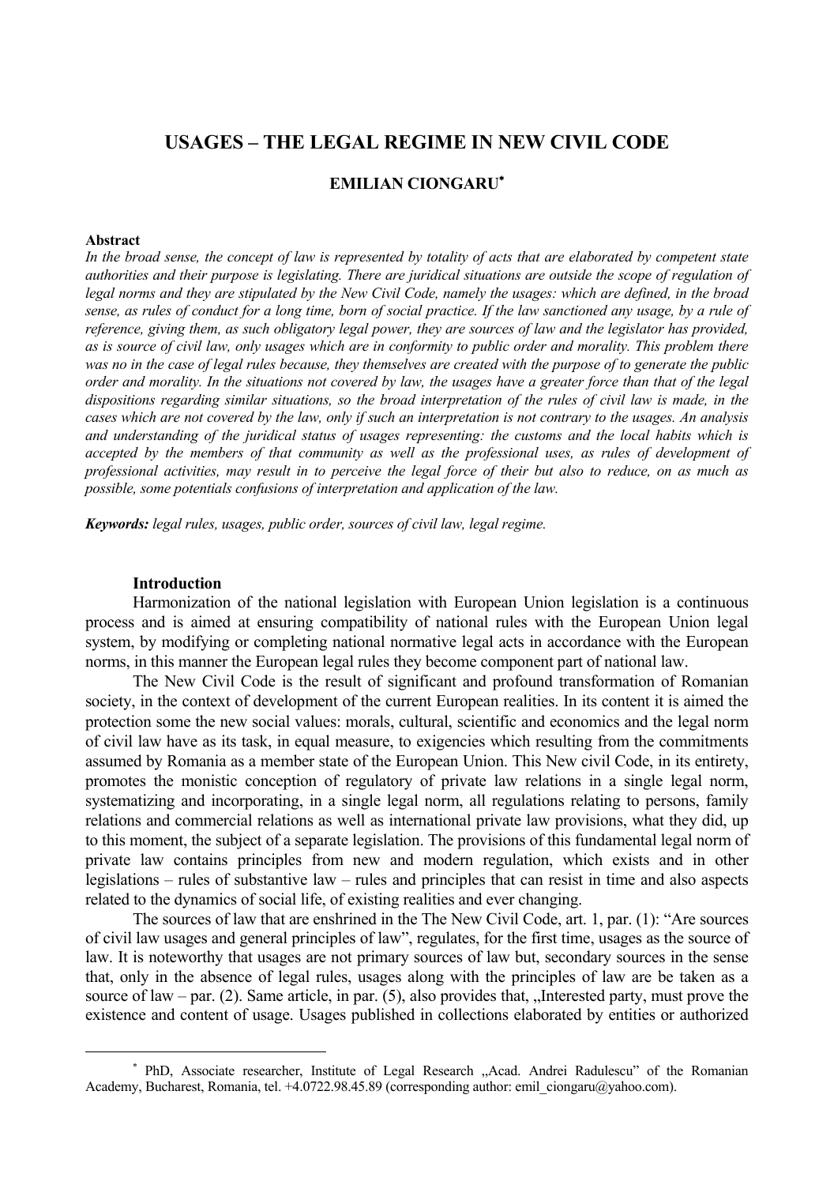# USAGES – THE LEGAL REGIME IN NEW CIVIL CODE

**EMILIAN CIONGARU**[*]

**Abstract**

*In the broad sense, the concept of law is represented by totality of acts that are elaborated by competent state authorities and their purpose is legislating. There are juridical situations are outside the scope of regulation of legal norms and they are stipulated by the New Civil Code, namely the usages: which are defined, in the broad sense, as rules of conduct for a long time, born of social practice. If the law sanctioned any usage, by a rule of reference, giving them, as such obligatory legal power, they are sources of law and the legislator has provided, as is source of civil law, only usages which are in conformity to public order and morality. This problem there was no in the case of legal rules because, they themselves are created with the purpose of to generate the public order and morality. In the situations not covered by law, the usages have a greater force than that of the legal dispositions regarding similar situations, so the broad interpretation of the rules of civil law is made, in the cases which are not covered by the law, only if such an interpretation is not contrary to the usages. An analysis and understanding of the juridical status of usages representing: the customs and the local habits which is accepted by the members of that community as well as the professional uses, as rules of development of professional activities, may result in to perceive the legal force of their but also to reduce, on as much as possible, some potentials confusions of interpretation and application of the law.*

***Keywords:*** *legal rules, usages, public order, sources of civil law, legal regime.*

## Introduction

Harmonization of the national legislation with European Union legislation is a continuous process and is aimed at ensuring compatibility of national rules with the European Union legal system, by modifying or completing national normative legal acts in accordance with the European norms, in this manner the European legal rules they become component part of national law.

The New Civil Code is the result of significant and profound transformation of Romanian society, in the context of development of the current European realities. In its content it is aimed the protection some the new social values: morals, cultural, scientific and economics and the legal norm of civil law have as its task, in equal measure, to exigencies which resulting from the commitments assumed by Romania as a member state of the European Union. This New civil Code, in its entirety, promotes the monistic conception of regulatory of private law relations in a single legal norm, systematizing and incorporating, in a single legal norm, all regulations relating to persons, family relations and commercial relations as well as international private law provisions, what they did, up to this moment, the subject of a separate legislation. The provisions of this fundamental legal norm of private law contains principles from new and modern regulation, which exists and in other legislations – rules of substantive law – rules and principles that can resist in time and also aspects related to the dynamics of social life, of existing realities and ever changing.

The sources of law that are enshrined in the The New Civil Code, art. 1, par. (1): "Are sources of civil law usages and general principles of law", regulates, for the first time, usages as the source of law. It is noteworthy that usages are not primary sources of law but, secondary sources in the sense that, only in the absence of legal rules, usages along with the principles of law are be taken as a source of law – par. (2). Same article, in par. (5), also provides that, „Interested party, must prove the existence and content of usage. Usages published in collections elaborated by entities or authorized

---

[*] PhD, Associate researcher, Institute of Legal Research „Acad. Andrei Radulescu" of the Romanian Academy, Bucharest, Romania, tel. +4.0722.98.45.89 (corresponding author: emil_ciongaru@yahoo.com).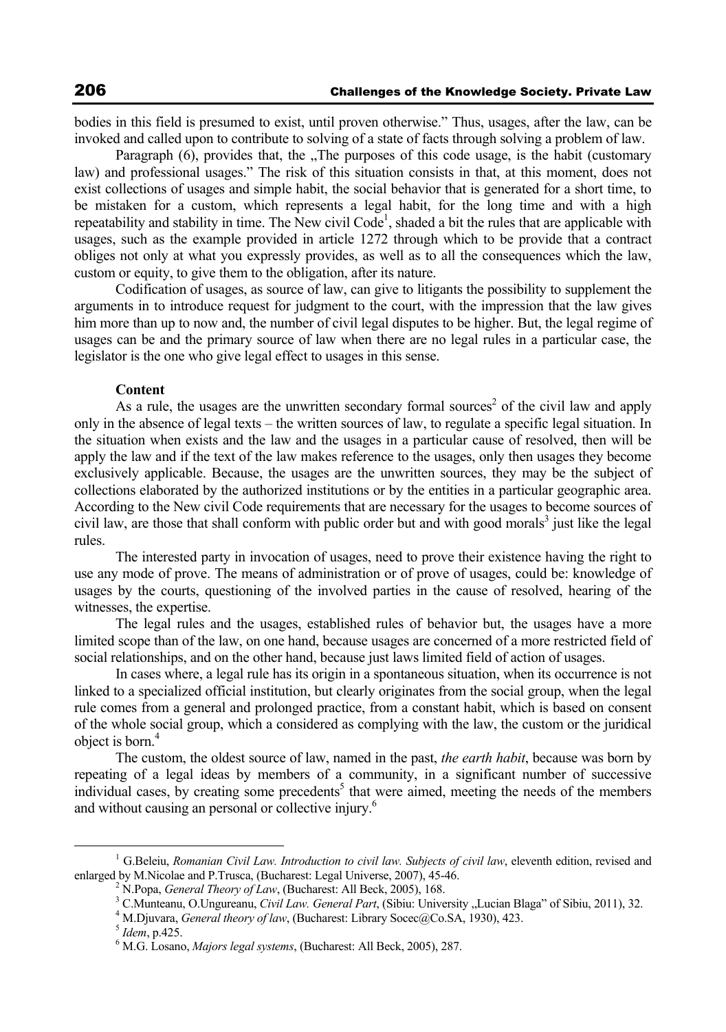bodies in this field is presumed to exist, until proven otherwise." Thus, usages, after the law, can be invoked and called upon to contribute to solving of a state of facts through solving a problem of law.

Paragraph (6), provides that, the „The purposes of this code usage, is the habit (customary law) and professional usages." The risk of this situation consists in that, at this moment, does not exist collections of usages and simple habit, the social behavior that is generated for a short time, to be mistaken for a custom, which represents a legal habit, for the long time and with a high repeatability and stability in time. The New civil Code[1], shaded a bit the rules that are applicable with usages, such as the example provided in article 1272 through which to be provide that a contract obliges not only at what you expressly provides, as well as to all the consequences which the law, custom or equity, to give them to the obligation, after its nature.

Codification of usages, as source of law, can give to litigants the possibility to supplement the arguments in to introduce request for judgment to the court, with the impression that the law gives him more than up to now and, the number of civil legal disputes to be higher. But, the legal regime of usages can be and the primary source of law when there are no legal rules in a particular case, the legislator is the one who give legal effect to usages in this sense.

**Content**

As a rule, the usages are the unwritten secondary formal sources[2] of the civil law and apply only in the absence of legal texts – the written sources of law, to regulate a specific legal situation. In the situation when exists and the law and the usages in a particular cause of resolved, then will be apply the law and if the text of the law makes reference to the usages, only then usages they become exclusively applicable. Because, the usages are the unwritten sources, they may be the subject of collections elaborated by the authorized institutions or by the entities in a particular geographic area. According to the New civil Code requirements that are necessary for the usages to become sources of civil law, are those that shall conform with public order but and with good morals[3] just like the legal rules.

The interested party in invocation of usages, need to prove their existence having the right to use any mode of prove. The means of administration or of prove of usages, could be: knowledge of usages by the courts, questioning of the involved parties in the cause of resolved, hearing of the witnesses, the expertise.

The legal rules and the usages, established rules of behavior but, the usages have a more limited scope than of the law, on one hand, because usages are concerned of a more restricted field of social relationships, and on the other hand, because just laws limited field of action of usages.

In cases where, a legal rule has its origin in a spontaneous situation, when its occurrence is not linked to a specialized official institution, but clearly originates from the social group, when the legal rule comes from a general and prolonged practice, from a constant habit, which is based on consent of the whole social group, which a considered as complying with the law, the custom or the juridical object is born.[4]

The custom, the oldest source of law, named in the past, *the earth habit*, because was born by repeating of a legal ideas by members of a community, in a significant number of successive individual cases, by creating some precedents[5] that were aimed, meeting the needs of the members and without causing an personal or collective injury.[6]

---

[1] G.Beleiu, *Romanian Civil Law. Introduction to civil law. Subjects of civil law*, eleventh edition, revised and enlarged by M.Nicolae and P.Trusca, (Bucharest: Legal Universe, 2007), 45-46.

[2] N.Popa, *General Theory of Law*, (Bucharest: All Beck, 2005), 168.

[3] C.Munteanu, O.Ungureanu, *Civil Law. General Part*, (Sibiu: University „Lucian Blaga" of Sibiu, 2011), 32.

[4] M.Djuvara, *General theory of law*, (Bucharest: Library Socec@Co.SA, 1930), 423.

[5] *Idem*, p.425.

[6] M.G. Losano, *Majors legal systems*, (Bucharest: All Beck, 2005), 287.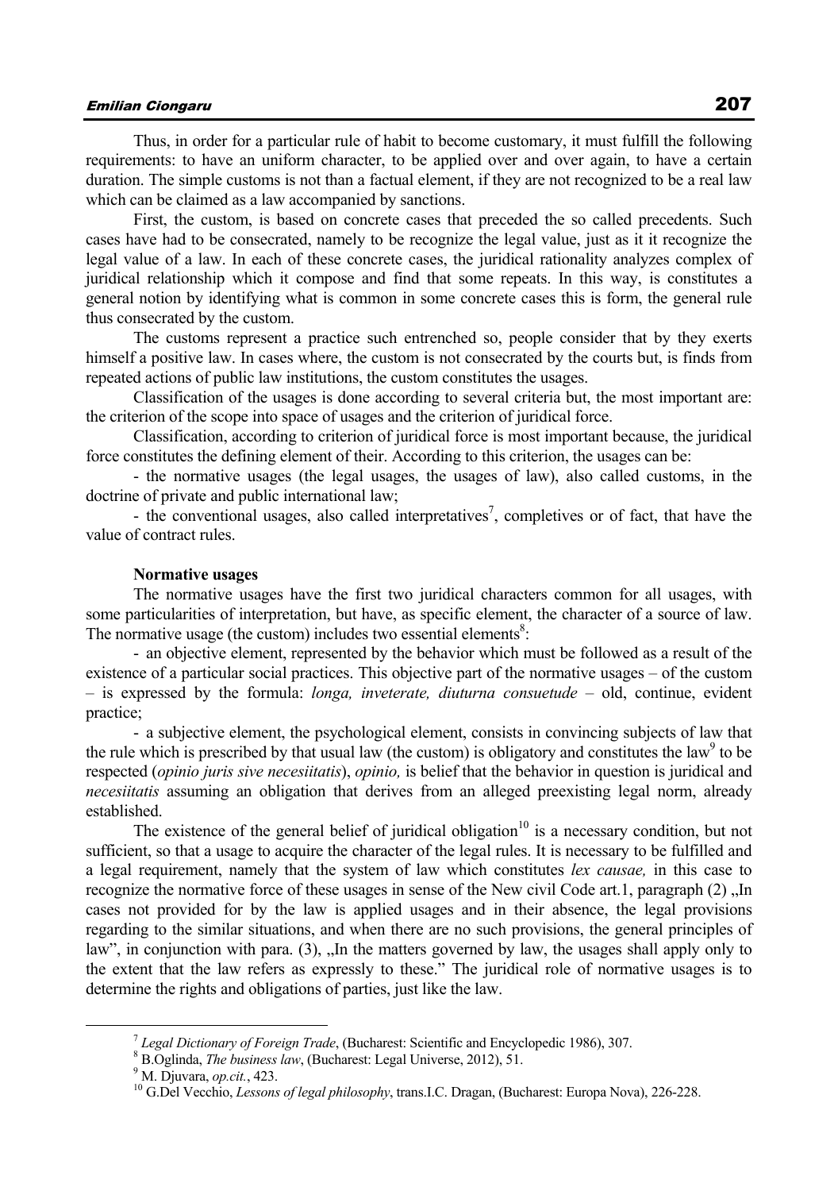Thus, in order for a particular rule of habit to become customary, it must fulfill the following requirements: to have an uniform character, to be applied over and over again, to have a certain duration. The simple customs is not than a factual element, if they are not recognized to be a real law which can be claimed as a law accompanied by sanctions.

First, the custom, is based on concrete cases that preceded the so called precedents. Such cases have had to be consecrated, namely to be recognize the legal value, just as it it recognize the legal value of a law. In each of these concrete cases, the juridical rationality analyzes complex of juridical relationship which it compose and find that some repeats. In this way, is constitutes a general notion by identifying what is common in some concrete cases this is form, the general rule thus consecrated by the custom.

The customs represent a practice such entrenched so, people consider that by they exerts himself a positive law. In cases where, the custom is not consecrated by the courts but, is finds from repeated actions of public law institutions, the custom constitutes the usages.

Classification of the usages is done according to several criteria but, the most important are: the criterion of the scope into space of usages and the criterion of juridical force.

Classification, according to criterion of juridical force is most important because, the juridical force constitutes the defining element of their. According to this criterion, the usages can be:

- the normative usages (the legal usages, the usages of law), also called customs, in the doctrine of private and public international law;
- the conventional usages, also called interpretatives[7], completives or of fact, that have the value of contract rules.

**Normative usages**

The normative usages have the first two juridical characters common for all usages, with some particularities of interpretation, but have, as specific element, the character of a source of law. The normative usage (the custom) includes two essential elements[8]:

- an objective element, represented by the behavior which must be followed as a result of the existence of a particular social practices. This objective part of the normative usages – of the custom – is expressed by the formula: *longa, inveterate, diuturna consuetude* – old, continue, evident practice;
- a subjective element, the psychological element, consists in convincing subjects of law that the rule which is prescribed by that usual law (the custom) is obligatory and constitutes the law[9] to be respected (*opinio juris sive necesiitatis*), *opinio,* is belief that the behavior in question is juridical and *necesiitatis* assuming an obligation that derives from an alleged preexisting legal norm, already established.

The existence of the general belief of juridical obligation[10] is a necessary condition, but not sufficient, so that a usage to acquire the character of the legal rules. It is necessary to be fulfilled and a legal requirement, namely that the system of law which constitutes *lex causae,* in this case to recognize the normative force of these usages in sense of the New civil Code art.1, paragraph (2) „In cases not provided for by the law is applied usages and in their absence, the legal provisions regarding to the similar situations, and when there are no such provisions, the general principles of law", in conjunction with para. (3), „In the matters governed by law, the usages shall apply only to the extent that the law refers as expressly to these." The juridical role of normative usages is to determine the rights and obligations of parties, just like the law.

---

[7] *Legal Dictionary of Foreign Trade*, (Bucharest: Scientific and Encyclopedic 1986), 307.

[8] B.Oglinda, *The business law*, (Bucharest: Legal Universe, 2012), 51.

[9] M. Djuvara, *op.cit.*, 423.

[10] G.Del Vecchio, *Lessons of legal philosophy*, trans.I.C. Dragan, (Bucharest: Europa Nova), 226-228.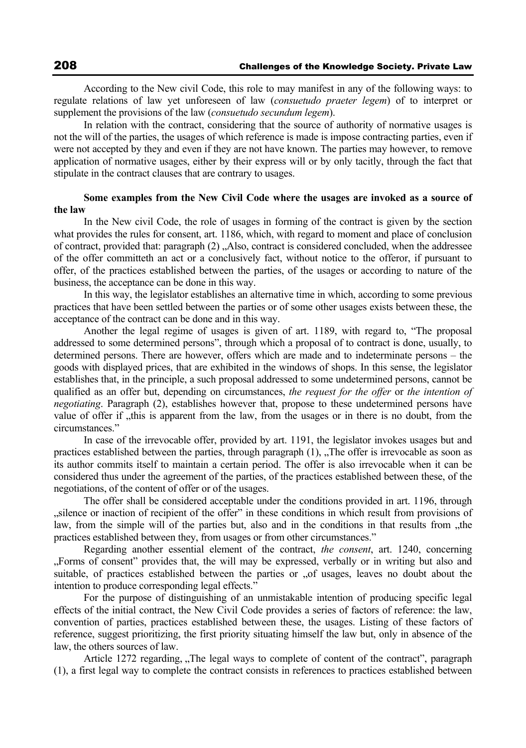According to the New civil Code, this role to may manifest in any of the following ways: to regulate relations of law yet unforeseen of law (*consuetudo praeter legem*) of to interpret or supplement the provisions of the law (*consuetudo secundum legem*).

In relation with the contract, considering that the source of authority of normative usages is not the will of the parties, the usages of which reference is made is impose contracting parties, even if were not accepted by they and even if they are not have known. The parties may however, to remove application of normative usages, either by their express will or by only tacitly, through the fact that stipulate in the contract clauses that are contrary to usages.

**Some examples from the New Civil Code where the usages are invoked as a source of the law**

In the New civil Code, the role of usages in forming of the contract is given by the section what provides the rules for consent, art. 1186, which, with regard to moment and place of conclusion of contract, provided that: paragraph (2) „Also, contract is considered concluded, when the addressee of the offer committeth an act or a conclusively fact, without notice to the offeror, if pursuant to offer, of the practices established between the parties, of the usages or according to nature of the business, the acceptance can be done in this way.

In this way, the legislator establishes an alternative time in which, according to some previous practices that have been settled between the parties or of some other usages exists between these, the acceptance of the contract can be done and in this way.

Another the legal regime of usages is given of art. 1189, with regard to, "The proposal addressed to some determined persons", through which a proposal of to contract is done, usually, to determined persons. There are however, offers which are made and to indeterminate persons – the goods with displayed prices, that are exhibited in the windows of shops. In this sense, the legislator establishes that, in the principle, a such proposal addressed to some undetermined persons, cannot be qualified as an offer but, depending on circumstances, *the request for the offer* or *the intention of negotiating*. Paragraph (2), establishes however that, propose to these undetermined persons have value of offer if „this is apparent from the law, from the usages or in there is no doubt, from the circumstances."

In case of the irrevocable offer, provided by art. 1191, the legislator invokes usages but and practices established between the parties, through paragraph (1), „The offer is irrevocable as soon as its author commits itself to maintain a certain period. The offer is also irrevocable when it can be considered thus under the agreement of the parties, of the practices established between these, of the negotiations, of the content of offer or of the usages.

The offer shall be considered acceptable under the conditions provided in art. 1196, through „silence or inaction of recipient of the offer" in these conditions in which result from provisions of law, from the simple will of the parties but, also and in the conditions in that results from „the practices established between they, from usages or from other circumstances."

Regarding another essential element of the contract, *the consent*, art. 1240, concerning „Forms of consent" provides that, the will may be expressed, verbally or in writing but also and suitable, of practices established between the parties or „of usages, leaves no doubt about the intention to produce corresponding legal effects."

For the purpose of distinguishing of an unmistakable intention of producing specific legal effects of the initial contract, the New Civil Code provides a series of factors of reference: the law, convention of parties, practices established between these, the usages. Listing of these factors of reference, suggest prioritizing, the first priority situating himself the law but, only in absence of the law, the others sources of law.

Article 1272 regarding, „The legal ways to complete of content of the contract", paragraph (1), a first legal way to complete the contract consists in references to practices established between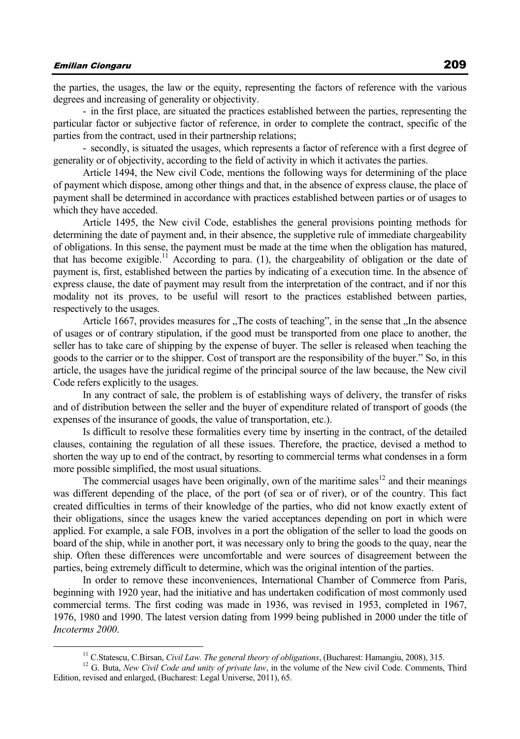the parties, the usages, the law or the equity, representing the factors of reference with the various degrees and increasing of generality or objectivity.

- in the first place, are situated the practices established between the parties, representing the particular factor or subjective factor of reference, in order to complete the contract, specific of the parties from the contract, used in their partnership relations;

- secondly, is situated the usages, which represents a factor of reference with a first degree of generality or of objectivity, according to the field of activity in which it activates the parties.

Article 1494, the New civil Code, mentions the following ways for determining of the place of payment which dispose, among other things and that, in the absence of express clause, the place of payment shall be determined in accordance with practices established between parties or of usages to which they have acceded.

Article 1495, the New civil Code, establishes the general provisions pointing methods for determining the date of payment and, in their absence, the suppletive rule of immediate chargeability of obligations. In this sense, the payment must be made at the time when the obligation has matured, that has become exigible.[11] According to para. (1), the chargeability of obligation or the date of payment is, first, established between the parties by indicating of a execution time. In the absence of express clause, the date of payment may result from the interpretation of the contract, and if nor this modality not its proves, to be useful will resort to the practices established between parties, respectively to the usages.

Article 1667, provides measures for „The costs of teaching", in the sense that „In the absence of usages or of contrary stipulation, if the good must be transported from one place to another, the seller has to take care of shipping by the expense of buyer. The seller is released when teaching the goods to the carrier or to the shipper. Cost of transport are the responsibility of the buyer." So, in this article, the usages have the juridical regime of the principal source of the law because, the New civil Code refers explicitly to the usages.

In any contract of sale, the problem is of establishing ways of delivery, the transfer of risks and of distribution between the seller and the buyer of expenditure related of transport of goods (the expenses of the insurance of goods, the value of transportation, etc.).

Is difficult to resolve these formalities every time by inserting in the contract, of the detailed clauses, containing the regulation of all these issues. Therefore, the practice, devised a method to shorten the way up to end of the contract, by resorting to commercial terms what condenses in a form more possible simplified, the most usual situations.

The commercial usages have been originally, own of the maritime sales[12] and their meanings was different depending of the place, of the port (of sea or of river), or of the country. This fact created difficulties in terms of their knowledge of the parties, who did not know exactly extent of their obligations, since the usages knew the varied acceptances depending on port in which were applied. For example, a sale FOB, involves in a port the obligation of the seller to load the goods on board of the ship, while in another port, it was necessary only to bring the goods to the quay, near the ship. Often these differences were uncomfortable and were sources of disagreement between the parties, being extremely difficult to determine, which was the original intention of the parties.

In order to remove these inconveniences, International Chamber of Commerce from Paris, beginning with 1920 year, had the initiative and has undertaken codification of most commonly used commercial terms. The first coding was made in 1936, was revised in 1953, completed in 1967, 1976, 1980 and 1990. The latest version dating from 1999 being published in 2000 under the title of *Incoterms 2000*.

---

[11] C.Statescu, C.Birsan, *Civil Law. The general theory of obligations*, (Bucharest: Hamangiu, 2008), 315.

[12] G. Buta, *New Civil Code and unity of private law*, in the volume of the New civil Code. Comments, Third Edition, revised and enlarged, (Bucharest: Legal Universe, 2011), 65.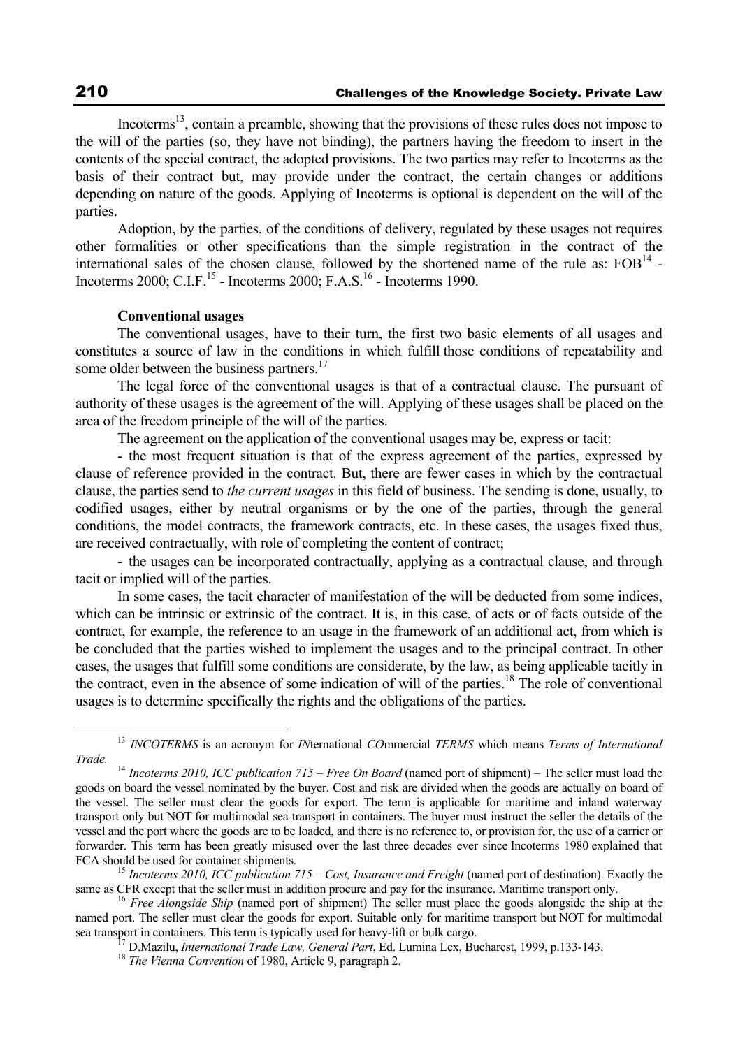Incoterms[13], contain a preamble, showing that the provisions of these rules does not impose to the will of the parties (so, they have not binding), the partners having the freedom to insert in the contents of the special contract, the adopted provisions. The two parties may refer to Incoterms as the basis of their contract but, may provide under the contract, the certain changes or additions depending on nature of the goods. Applying of Incoterms is optional is dependent on the will of the parties.

Adoption, by the parties, of the conditions of delivery, regulated by these usages not requires other formalities or other specifications than the simple registration in the contract of the international sales of the chosen clause, followed by the shortened name of the rule as: FOB[14] - Incoterms 2000; C.I.F.[15] - Incoterms 2000; F.A.S.[16] - Incoterms 1990.

**Conventional usages**

The conventional usages, have to their turn, the first two basic elements of all usages and constitutes a source of law in the conditions in which fulfill those conditions of repeatability and some older between the business partners.[17]

The legal force of the conventional usages is that of a contractual clause. The pursuant of authority of these usages is the agreement of the will. Applying of these usages shall be placed on the area of the freedom principle of the will of the parties.

The agreement on the application of the conventional usages may be, express or tacit:

- the most frequent situation is that of the express agreement of the parties, expressed by clause of reference provided in the contract. But, there are fewer cases in which by the contractual clause, the parties send to *the current usages* in this field of business. The sending is done, usually, to codified usages, either by neutral organisms or by the one of the parties, through the general conditions, the model contracts, the framework contracts, etc. In these cases, the usages fixed thus, are received contractually, with role of completing the content of contract;

- the usages can be incorporated contractually, applying as a contractual clause, and through tacit or implied will of the parties.

In some cases, the tacit character of manifestation of the will be deducted from some indices, which can be intrinsic or extrinsic of the contract. It is, in this case, of acts or of facts outside of the contract, for example, the reference to an usage in the framework of an additional act, from which is be concluded that the parties wished to implement the usages and to the principal contract. In other cases, the usages that fulfill some conditions are considerate, by the law, as being applicable tacitly in the contract, even in the absence of some indication of will of the parties.[18] The role of conventional usages is to determine specifically the rights and the obligations of the parties.

---

[13] *INCOTERMS* is an acronym for *IN*ternational *CO*mmercial *TERMS* which means *Terms of International Trade.*

[14] *Incoterms 2010, ICC publication 715 – Free On Board* (named port of shipment) – The seller must load the goods on board the vessel nominated by the buyer. Cost and risk are divided when the goods are actually on board of the vessel. The seller must clear the goods for export. The term is applicable for maritime and inland waterway transport only but NOT for multimodal sea transport in containers. The buyer must instruct the seller the details of the vessel and the port where the goods are to be loaded, and there is no reference to, or provision for, the use of a carrier or forwarder. This term has been greatly misused over the last three decades ever since Incoterms 1980 explained that FCA should be used for container shipments.

[15] *Incoterms 2010, ICC publication 715 – Cost, Insurance and Freight* (named port of destination). Exactly the same as CFR except that the seller must in addition procure and pay for the insurance. Maritime transport only.

[16] *Free Alongside Ship* (named port of shipment) The seller must place the goods alongside the ship at the named port. The seller must clear the goods for export. Suitable only for maritime transport but NOT for multimodal sea transport in containers. This term is typically used for heavy-lift or bulk cargo.

[17] D.Mazilu, *International Trade Law, General Part*, Ed. Lumina Lex, Bucharest, 1999, p.133-143.

[18] *The Vienna Convention* of 1980, Article 9, paragraph 2.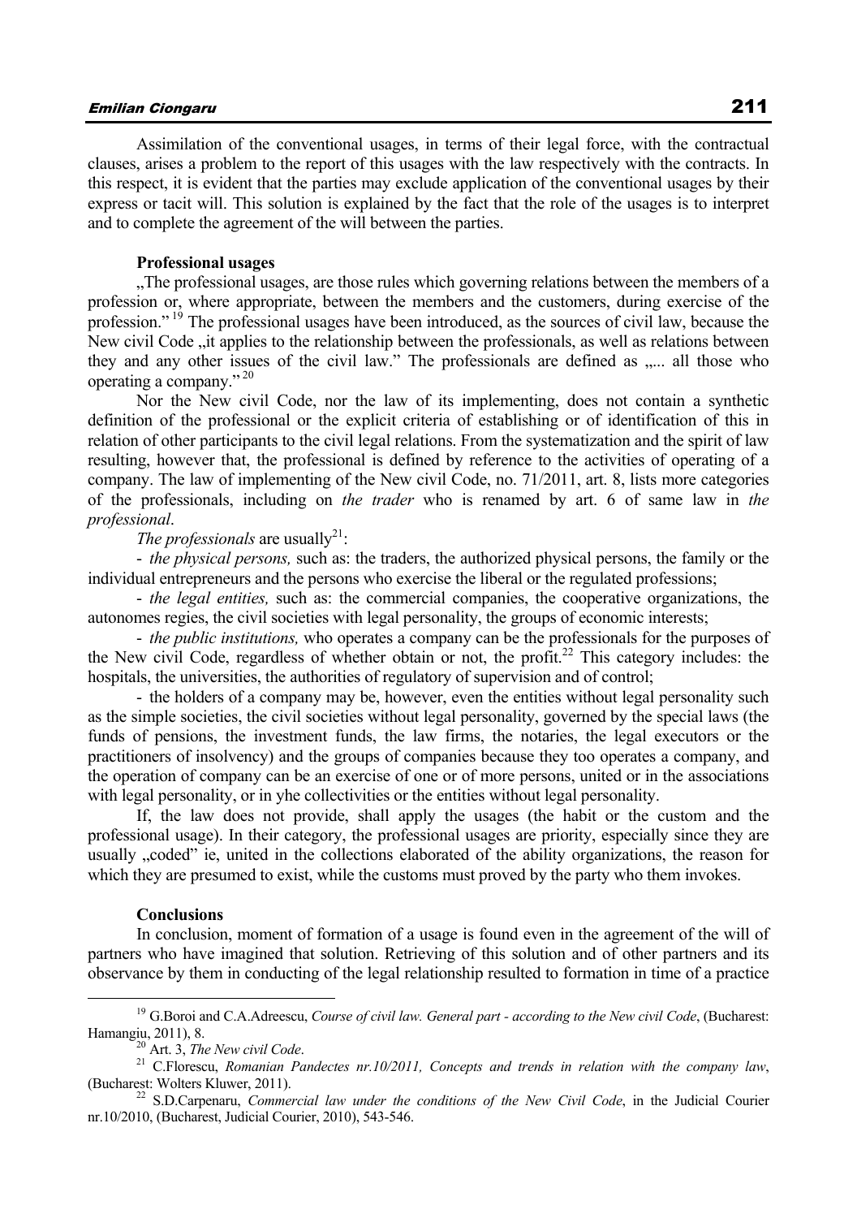Assimilation of the conventional usages, in terms of their legal force, with the contractual clauses, arises a problem to the report of this usages with the law respectively with the contracts. In this respect, it is evident that the parties may exclude application of the conventional usages by their express or tacit will. This solution is explained by the fact that the role of the usages is to interpret and to complete the agreement of the will between the parties.

**Professional usages**

„The professional usages, are those rules which governing relations between the members of a profession or, where appropriate, between the members and the customers, during exercise of the profession."[19] The professional usages have been introduced, as the sources of civil law, because the New civil Code „it applies to the relationship between the professionals, as well as relations between they and any other issues of the civil law." The professionals are defined as „... all those who operating a company."[20]

Nor the New civil Code, nor the law of its implementing, does not contain a synthetic definition of the professional or the explicit criteria of establishing or of identification of this in relation of other participants to the civil legal relations. From the systematization and the spirit of law resulting, however that, the professional is defined by reference to the activities of operating of a company. The law of implementing of the New civil Code, no. 71/2011, art. 8, lists more categories of the professionals, including on *the trader* who is renamed by art. 6 of same law in *the professional*.

*The professionals* are usually[21]:

- *the physical persons,* such as: the traders, the authorized physical persons, the family or the individual entrepreneurs and the persons who exercise the liberal or the regulated professions;
- *the legal entities,* such as: the commercial companies, the cooperative organizations, the autonomes regies, the civil societies with legal personality, the groups of economic interests;
- *the public institutions,* who operates a company can be the professionals for the purposes of the New civil Code, regardless of whether obtain or not, the profit.[22] This category includes: the hospitals, the universities, the authorities of regulatory of supervision and of control;
- the holders of a company may be, however, even the entities without legal personality such as the simple societies, the civil societies without legal personality, governed by the special laws (the funds of pensions, the investment funds, the law firms, the notaries, the legal executors or the practitioners of insolvency) and the groups of companies because they too operates a company, and the operation of company can be an exercise of one or of more persons, united or in the associations with legal personality, or in yhe collectivities or the entities without legal personality.

If, the law does not provide, shall apply the usages (the habit or the custom and the professional usage). In their category, the professional usages are priority, especially since they are usually „coded" ie, united in the collections elaborated of the ability organizations, the reason for which they are presumed to exist, while the customs must proved by the party who them invokes.

**Conclusions**

In conclusion, moment of formation of a usage is found even in the agreement of the will of partners who have imagined that solution. Retrieving of this solution and of other partners and its observance by them in conducting of the legal relationship resulted to formation in time of a practice

---

[19] G.Boroi and C.A.Adreescu, *Course of civil law. General part - according to the New civil Code*, (Bucharest: Hamangiu, 2011), 8.

[20] Art. 3, *The New civil Code*.

[21] C.Florescu, *Romanian Pandectes nr.10/2011, Concepts and trends in relation with the company law*, (Bucharest: Wolters Kluwer, 2011).

[22] S.D.Carpenaru, *Commercial law under the conditions of the New Civil Code*, in the Judicial Courier nr.10/2010, (Bucharest, Judicial Courier, 2010), 543-546.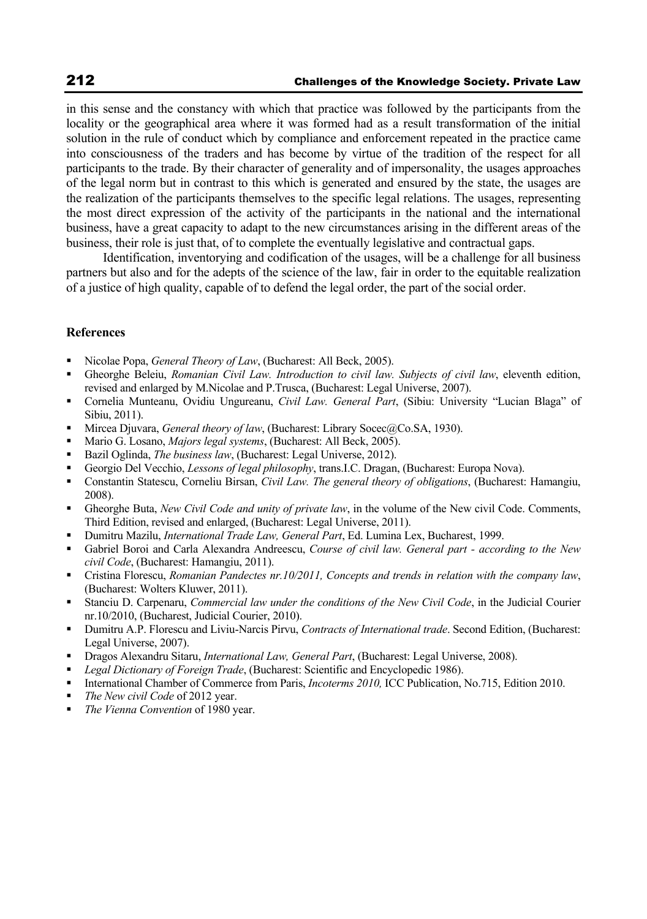in this sense and the constancy with which that practice was followed by the participants from the locality or the geographical area where it was formed had as a result transformation of the initial solution in the rule of conduct which by compliance and enforcement repeated in the practice came into consciousness of the traders and has become by virtue of the tradition of the respect for all participants to the trade. By their character of generality and of impersonality, the usages approaches of the legal norm but in contrast to this which is generated and ensured by the state, the usages are the realization of the participants themselves to the specific legal relations. The usages, representing the most direct expression of the activity of the participants in the national and the international business, have a great capacity to adapt to the new circumstances arising in the different areas of the business, their role is just that, of to complete the eventually legislative and contractual gaps.

Identification, inventorying and codification of the usages, will be a challenge for all business partners but also and for the adepts of the science of the law, fair in order to the equitable realization of a justice of high quality, capable of to defend the legal order, the part of the social order.

## References

- Nicolae Popa, *General Theory of Law*, (Bucharest: All Beck, 2005).
- Gheorghe Beleiu, *Romanian Civil Law. Introduction to civil law. Subjects of civil law*, eleventh edition, revised and enlarged by M.Nicolae and P.Trusca, (Bucharest: Legal Universe, 2007).
- Cornelia Munteanu, Ovidiu Ungureanu, *Civil Law. General Part*, (Sibiu: University "Lucian Blaga" of Sibiu, 2011).
- Mircea Djuvara, *General theory of law*, (Bucharest: Library Socec@Co.SA, 1930).
- Mario G. Losano, *Majors legal systems*, (Bucharest: All Beck, 2005).
- Bazil Oglinda, *The business law*, (Bucharest: Legal Universe, 2012).
- Georgio Del Vecchio, *Lessons of legal philosophy*, trans.I.C. Dragan, (Bucharest: Europa Nova).
- Constantin Statescu, Corneliu Birsan, *Civil Law. The general theory of obligations*, (Bucharest: Hamangiu, 2008).
- Gheorghe Buta, *New Civil Code and unity of private law*, in the volume of the New civil Code. Comments, Third Edition, revised and enlarged, (Bucharest: Legal Universe, 2011).
- Dumitru Mazilu, *International Trade Law, General Part*, Ed. Lumina Lex, Bucharest, 1999.
- Gabriel Boroi and Carla Alexandra Andreescu, *Course of civil law. General part - according to the New civil Code*, (Bucharest: Hamangiu, 2011).
- Cristina Florescu, *Romanian Pandectes nr.10/2011, Concepts and trends in relation with the company law*, (Bucharest: Wolters Kluwer, 2011).
- Stanciu D. Carpenaru, *Commercial law under the conditions of the New Civil Code*, in the Judicial Courier nr.10/2010, (Bucharest, Judicial Courier, 2010).
- Dumitru A.P. Florescu and Liviu-Narcis Pirvu, *Contracts of International trade*. Second Edition, (Bucharest: Legal Universe, 2007).
- Dragos Alexandru Sitaru, *International Law, General Part*, (Bucharest: Legal Universe, 2008).
- *Legal Dictionary of Foreign Trade*, (Bucharest: Scientific and Encyclopedic 1986).
- International Chamber of Commerce from Paris, *Incoterms 2010,* ICC Publication, No.715, Edition 2010.
- *The New civil Code* of 2012 year.
- *The Vienna Convention* of 1980 year.